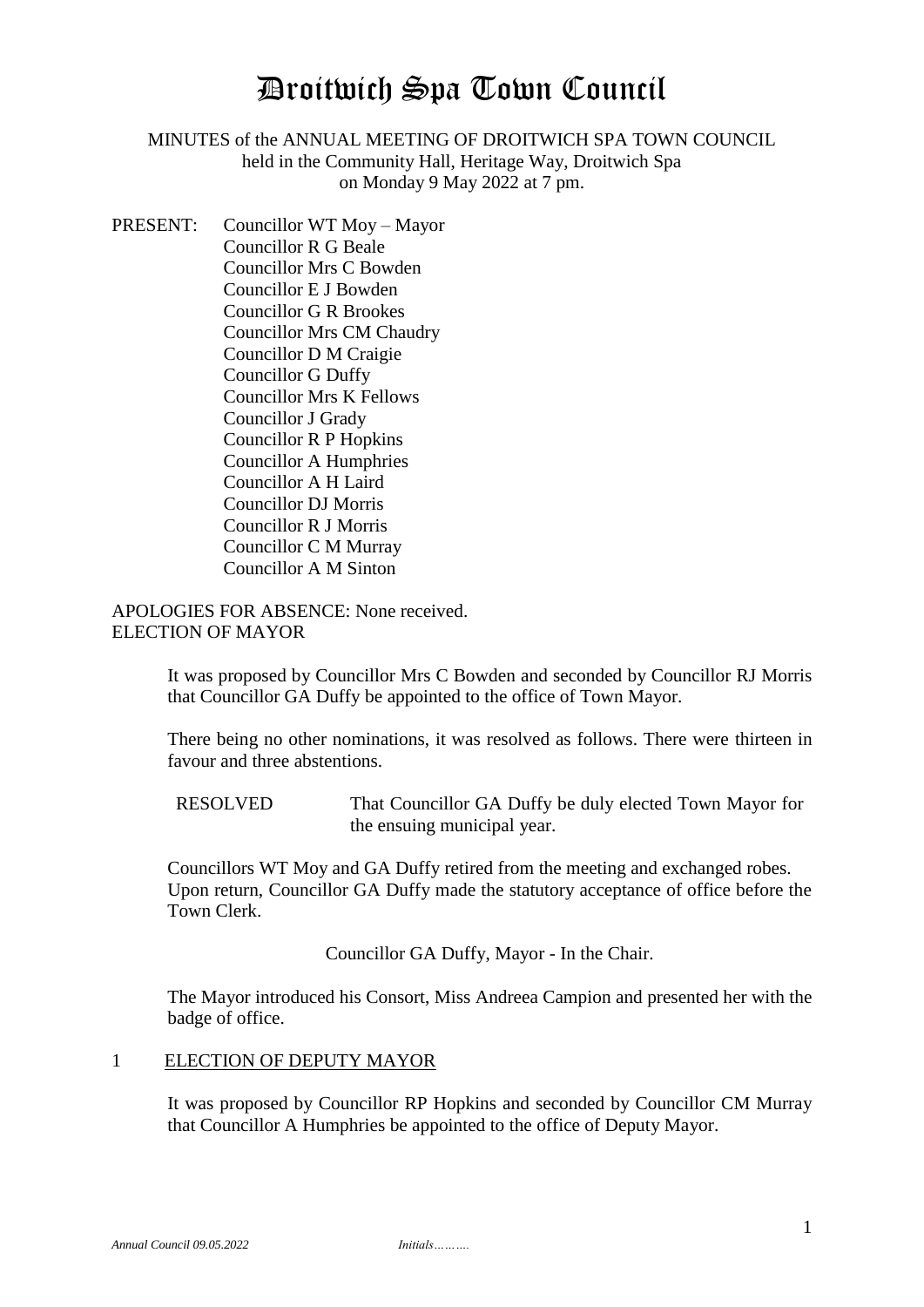# Droitwich Spa Town Council

MINUTES of the ANNUAL MEETING OF DROITWICH SPA TOWN COUNCIL
held in the Community Hall, Heritage Way, Droitwich Spa
on Monday 9 May 2022 at 7 pm.

PRESENT: Councillor WT Moy – Mayor
Councillor R G Beale
Councillor Mrs C Bowden
Councillor E J Bowden
Councillor G R Brookes
Councillor Mrs CM Chaudry
Councillor D M Craigie
Councillor G Duffy
Councillor Mrs K Fellows
Councillor J Grady
Councillor R P Hopkins
Councillor A Humphries
Councillor A H Laird
Councillor DJ Morris
Councillor R J Morris
Councillor C M Murray
Councillor A M Sinton

APOLOGIES FOR ABSENCE: None received.

ELECTION OF MAYOR

It was proposed by Councillor Mrs C Bowden and seconded by Councillor RJ Morris that Councillor GA Duffy be appointed to the office of Town Mayor.

There being no other nominations, it was resolved as follows. There were thirteen in favour and three abstentions.

RESOLVED That Councillor GA Duffy be duly elected Town Mayor for the ensuing municipal year.

Councillors WT Moy and GA Duffy retired from the meeting and exchanged robes. Upon return, Councillor GA Duffy made the statutory acceptance of office before the Town Clerk.

Councillor GA Duffy, Mayor - In the Chair.

The Mayor introduced his Consort, Miss Andreea Campion and presented her with the badge of office.

## 1 ELECTION OF DEPUTY MAYOR

It was proposed by Councillor RP Hopkins and seconded by Councillor CM Murray that Councillor A Humphries be appointed to the office of Deputy Mayor.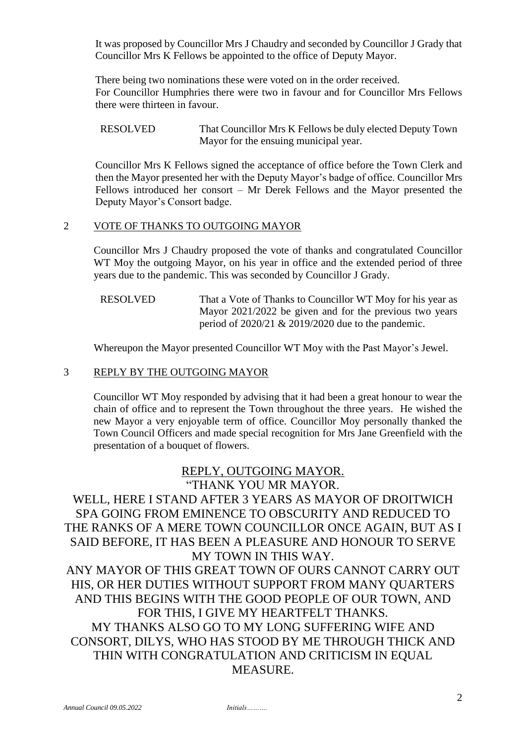It was proposed by Councillor Mrs J Chaudry and seconded by Councillor J Grady that Councillor Mrs K Fellows be appointed to the office of Deputy Mayor.

There being two nominations these were voted on in the order received.
For Councillor Humphries there were two in favour and for Councillor Mrs Fellows there were thirteen in favour.

RESOLVED That Councillor Mrs K Fellows be duly elected Deputy Town Mayor for the ensuing municipal year.

Councillor Mrs K Fellows signed the acceptance of office before the Town Clerk and then the Mayor presented her with the Deputy Mayor's badge of office. Councillor Mrs Fellows introduced her consort – Mr Derek Fellows and the Mayor presented the Deputy Mayor's Consort badge.

## 2 VOTE OF THANKS TO OUTGOING MAYOR

Councillor Mrs J Chaudry proposed the vote of thanks and congratulated Councillor WT Moy the outgoing Mayor, on his year in office and the extended period of three years due to the pandemic. This was seconded by Councillor J Grady.

RESOLVED That a Vote of Thanks to Councillor WT Moy for his year as Mayor 2021/2022 be given and for the previous two years period of 2020/21 & 2019/2020 due to the pandemic.

Whereupon the Mayor presented Councillor WT Moy with the Past Mayor's Jewel.

## 3 REPLY BY THE OUTGOING MAYOR

Councillor WT Moy responded by advising that it had been a great honour to wear the chain of office and to represent the Town throughout the three years. He wished the new Mayor a very enjoyable term of office. Councillor Moy personally thanked the Town Council Officers and made special recognition for Mrs Jane Greenfield with the presentation of a bouquet of flowers.

REPLY, OUTGOING MAYOR.

"THANK YOU MR MAYOR.

WELL, HERE I STAND AFTER 3 YEARS AS MAYOR OF DROITWICH SPA GOING FROM EMINENCE TO OBSCURITY AND REDUCED TO THE RANKS OF A MERE TOWN COUNCILLOR ONCE AGAIN, BUT AS I SAID BEFORE, IT HAS BEEN A PLEASURE AND HONOUR TO SERVE MY TOWN IN THIS WAY.

ANY MAYOR OF THIS GREAT TOWN OF OURS CANNOT CARRY OUT HIS, OR HER DUTIES WITHOUT SUPPORT FROM MANY QUARTERS AND THIS BEGINS WITH THE GOOD PEOPLE OF OUR TOWN, AND FOR THIS, I GIVE MY HEARTFELT THANKS.

MY THANKS ALSO GO TO MY LONG SUFFERING WIFE AND CONSORT, DILYS, WHO HAS STOOD BY ME THROUGH THICK AND THIN WITH CONGRATULATION AND CRITICISM IN EQUAL MEASURE.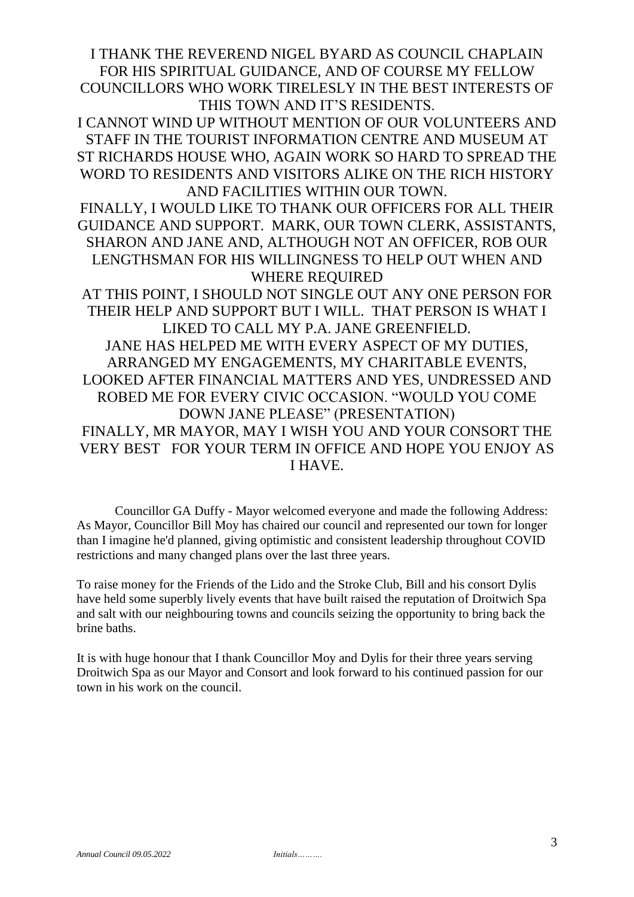I THANK THE REVEREND NIGEL BYARD AS COUNCIL CHAPLAIN FOR HIS SPIRITUAL GUIDANCE, AND OF COURSE MY FELLOW COUNCILLORS WHO WORK TIRELESLY IN THE BEST INTERESTS OF THIS TOWN AND IT'S RESIDENTS.

I CANNOT WIND UP WITHOUT MENTION OF OUR VOLUNTEERS AND STAFF IN THE TOURIST INFORMATION CENTRE AND MUSEUM AT ST RICHARDS HOUSE WHO, AGAIN WORK SO HARD TO SPREAD THE WORD TO RESIDENTS AND VISITORS ALIKE ON THE RICH HISTORY AND FACILITIES WITHIN OUR TOWN.

FINALLY, I WOULD LIKE TO THANK OUR OFFICERS FOR ALL THEIR GUIDANCE AND SUPPORT. MARK, OUR TOWN CLERK, ASSISTANTS, SHARON AND JANE AND, ALTHOUGH NOT AN OFFICER, ROB OUR LENGTHSMAN FOR HIS WILLINGNESS TO HELP OUT WHEN AND WHERE REQUIRED

AT THIS POINT, I SHOULD NOT SINGLE OUT ANY ONE PERSON FOR THEIR HELP AND SUPPORT BUT I WILL. THAT PERSON IS WHAT I LIKED TO CALL MY P.A. JANE GREENFIELD.

JANE HAS HELPED ME WITH EVERY ASPECT OF MY DUTIES, ARRANGED MY ENGAGEMENTS, MY CHARITABLE EVENTS, LOOKED AFTER FINANCIAL MATTERS AND YES, UNDRESSED AND ROBED ME FOR EVERY CIVIC OCCASION. "WOULD YOU COME DOWN JANE PLEASE" (PRESENTATION)

FINALLY, MR MAYOR, MAY I WISH YOU AND YOUR CONSORT THE VERY BEST FOR YOUR TERM IN OFFICE AND HOPE YOU ENJOY AS I HAVE.

Councillor GA Duffy - Mayor welcomed everyone and made the following Address: As Mayor, Councillor Bill Moy has chaired our council and represented our town for longer than I imagine he'd planned, giving optimistic and consistent leadership throughout COVID restrictions and many changed plans over the last three years.

To raise money for the Friends of the Lido and the Stroke Club, Bill and his consort Dylis have held some superbly lively events that have built raised the reputation of Droitwich Spa and salt with our neighbouring towns and councils seizing the opportunity to bring back the brine baths.

It is with huge honour that I thank Councillor Moy and Dylis for their three years serving Droitwich Spa as our Mayor and Consort and look forward to his continued passion for our town in his work on the council.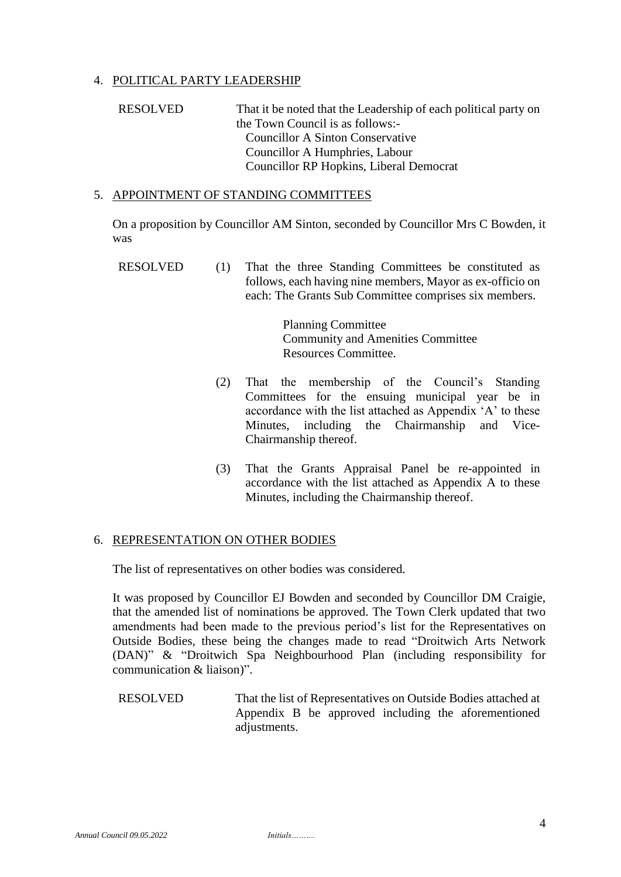4. <u>POLITICAL PARTY LEADERSHIP</u>

RESOLVED That it be noted that the Leadership of each political party on the Town Council is as follows:-

Councillor A Sinton Conservative
Councillor A Humphries, Labour
Councillor RP Hopkins, Liberal Democrat

5. <u>APPOINTMENT OF STANDING COMMITTEES</u>

On a proposition by Councillor AM Sinton, seconded by Councillor Mrs C Bowden, it was

RESOLVED (1) That the three Standing Committees be constituted as follows, each having nine members, Mayor as ex-officio on each: The Grants Sub Committee comprises six members.

Planning Committee
Community and Amenities Committee
Resources Committee.

(2) That the membership of the Council's Standing Committees for the ensuing municipal year be in accordance with the list attached as Appendix 'A' to these Minutes, including the Chairmanship and Vice-Chairmanship thereof.

(3) That the Grants Appraisal Panel be re-appointed in accordance with the list attached as Appendix A to these Minutes, including the Chairmanship thereof.

6. <u>REPRESENTATION ON OTHER BODIES</u>

The list of representatives on other bodies was considered.

It was proposed by Councillor EJ Bowden and seconded by Councillor DM Craigie, that the amended list of nominations be approved. The Town Clerk updated that two amendments had been made to the previous period's list for the Representatives on Outside Bodies, these being the changes made to read "Droitwich Arts Network (DAN)" & "Droitwich Spa Neighbourhood Plan (including responsibility for communication & liaison)".

RESOLVED That the list of Representatives on Outside Bodies attached at Appendix B be approved including the aforementioned adjustments.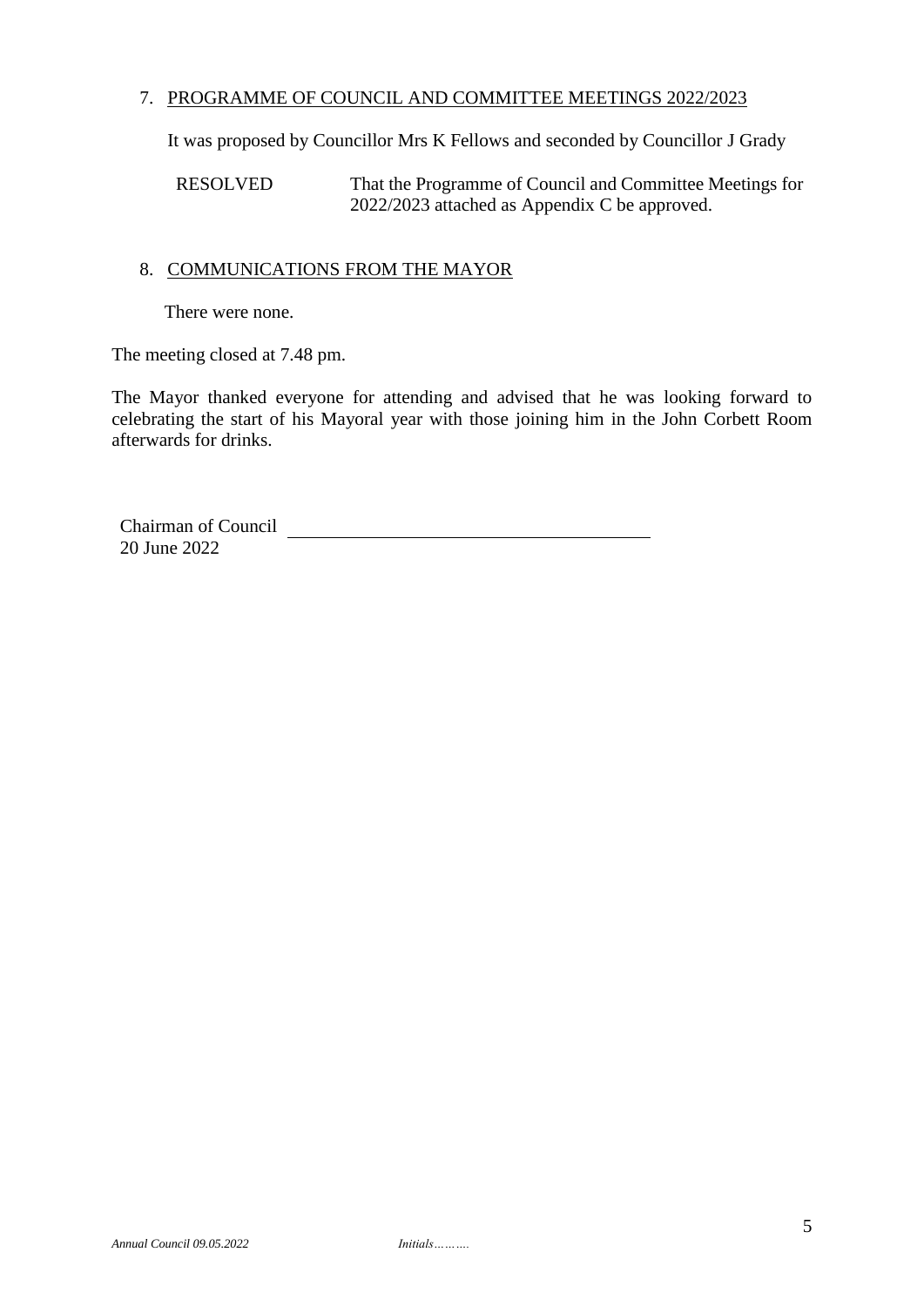7. <u>PROGRAMME OF COUNCIL AND COMMITTEE MEETINGS 2022/2023</u>

It was proposed by Councillor Mrs K Fellows and seconded by Councillor J Grady

RESOLVED    That the Programme of Council and Committee Meetings for 2022/2023 attached as Appendix C be approved.

8. <u>COMMUNICATIONS FROM THE MAYOR</u>

There were none.

The meeting closed at 7.48 pm.

The Mayor thanked everyone for attending and advised that he was looking forward to celebrating the start of his Mayoral year with those joining him in the John Corbett Room afterwards for drinks.

Chairman of Council ______________________________
20 June 2022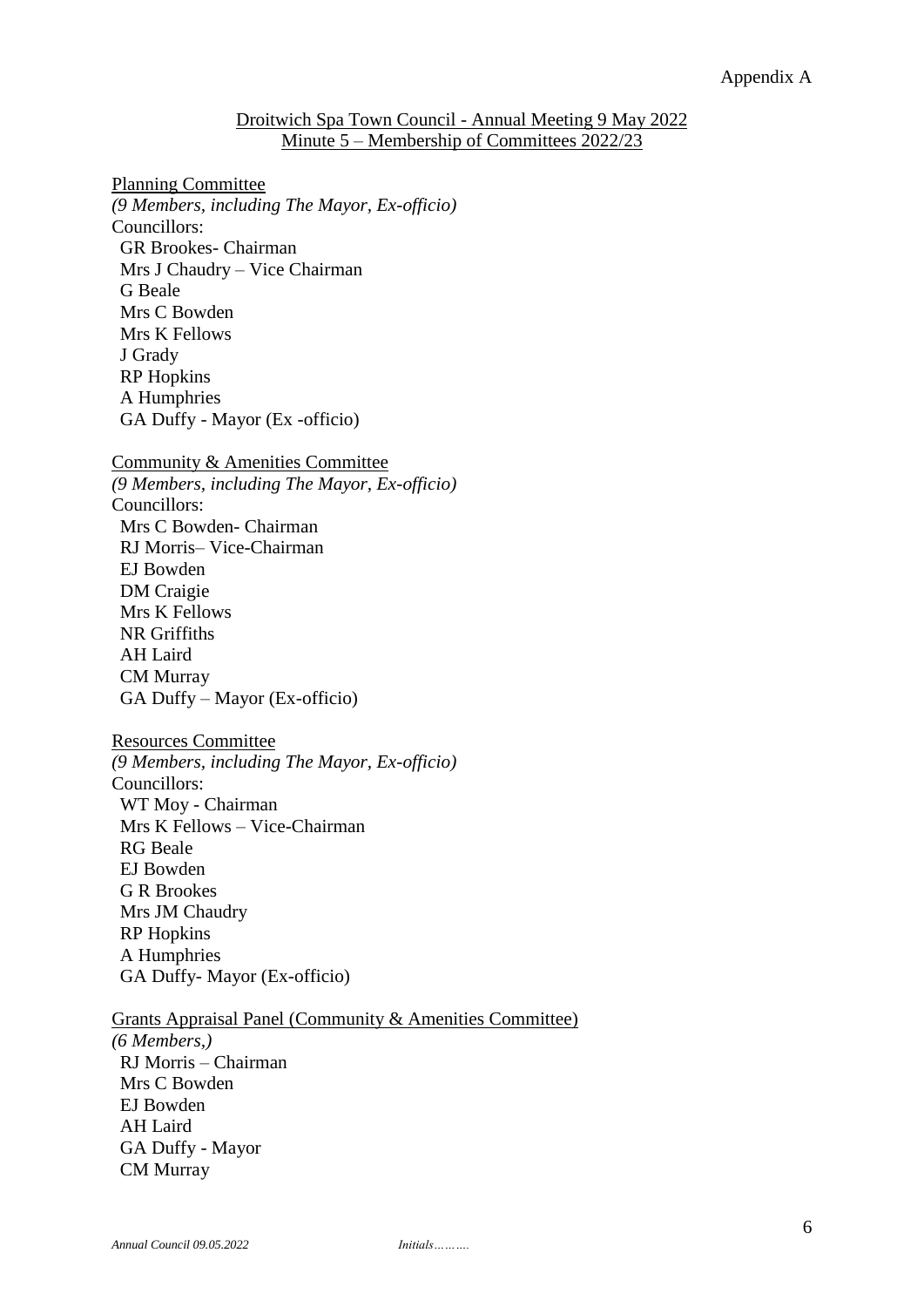Appendix A

## Droitwich Spa Town Council - Annual Meeting 9 May 2022
## Minute 5 – Membership of Committees 2022/23

### Planning Committee

*(9 Members, including The Mayor, Ex-officio)*

Councillors:

GR Brookes- Chairman
Mrs J Chaudry – Vice Chairman
G Beale
Mrs C Bowden
Mrs K Fellows
J Grady
RP Hopkins
A Humphries
GA Duffy - Mayor (Ex -officio)

### Community & Amenities Committee

*(9 Members, including The Mayor, Ex-officio)*

Councillors:

Mrs C Bowden- Chairman
RJ Morris– Vice-Chairman
EJ Bowden
DM Craigie
Mrs K Fellows
NR Griffiths
AH Laird
CM Murray
GA Duffy – Mayor (Ex-officio)

### Resources Committee

*(9 Members, including The Mayor, Ex-officio)*

Councillors:

WT Moy - Chairman
Mrs K Fellows – Vice-Chairman
RG Beale
EJ Bowden
G R Brookes
Mrs JM Chaudry
RP Hopkins
A Humphries
GA Duffy- Mayor (Ex-officio)

### Grants Appraisal Panel (Community & Amenities Committee)

*(6 Members,)*

RJ Morris – Chairman
Mrs C Bowden
EJ Bowden
AH Laird
GA Duffy - Mayor
CM Murray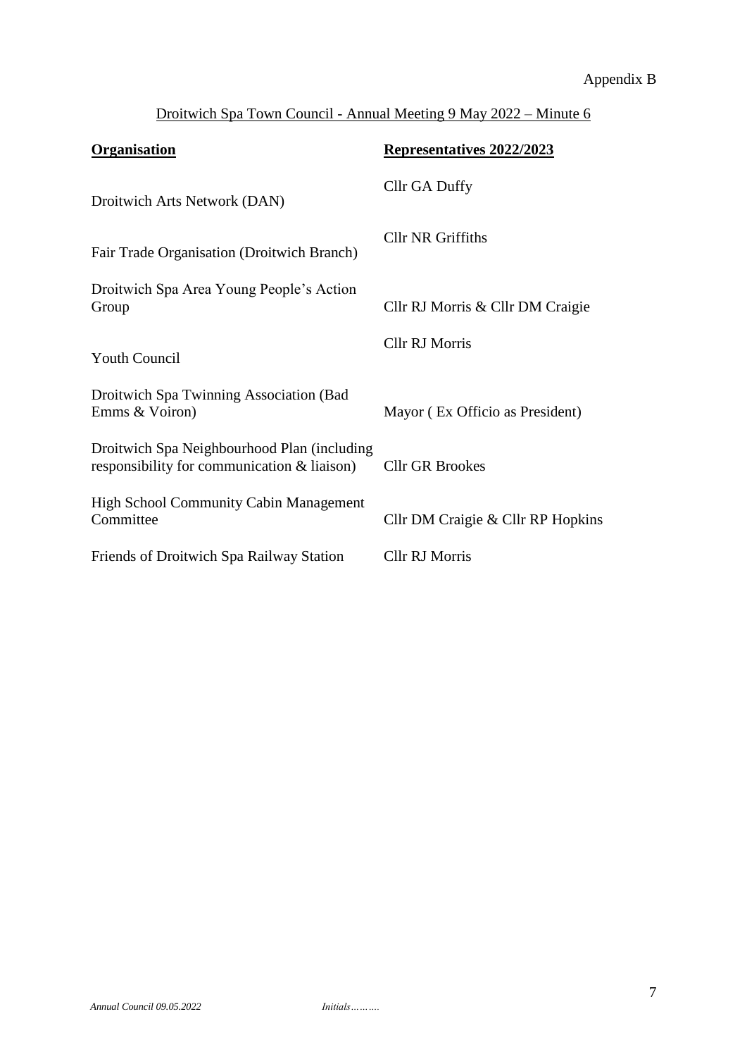Appendix B

Droitwich Spa Town Council - Annual Meeting 9 May 2022 – Minute 6

| **Organisation** | **Representatives 2022/2023** |
|---|---|
| Droitwich Arts Network (DAN) | Cllr GA Duffy |
| Fair Trade Organisation (Droitwich Branch) | Cllr NR Griffiths |
| Droitwich Spa Area Young People's Action Group | Cllr RJ Morris & Cllr DM Craigie |
| Youth Council | Cllr RJ Morris |
| Droitwich Spa Twinning Association (Bad Emms & Voiron) | Mayor ( Ex Officio as President) |
| Droitwich Spa Neighbourhood Plan (including responsibility for communication & liaison) | Cllr GR Brookes |
| High School Community Cabin Management Committee | Cllr DM Craigie & Cllr RP Hopkins |
| Friends of Droitwich Spa Railway Station | Cllr RJ Morris |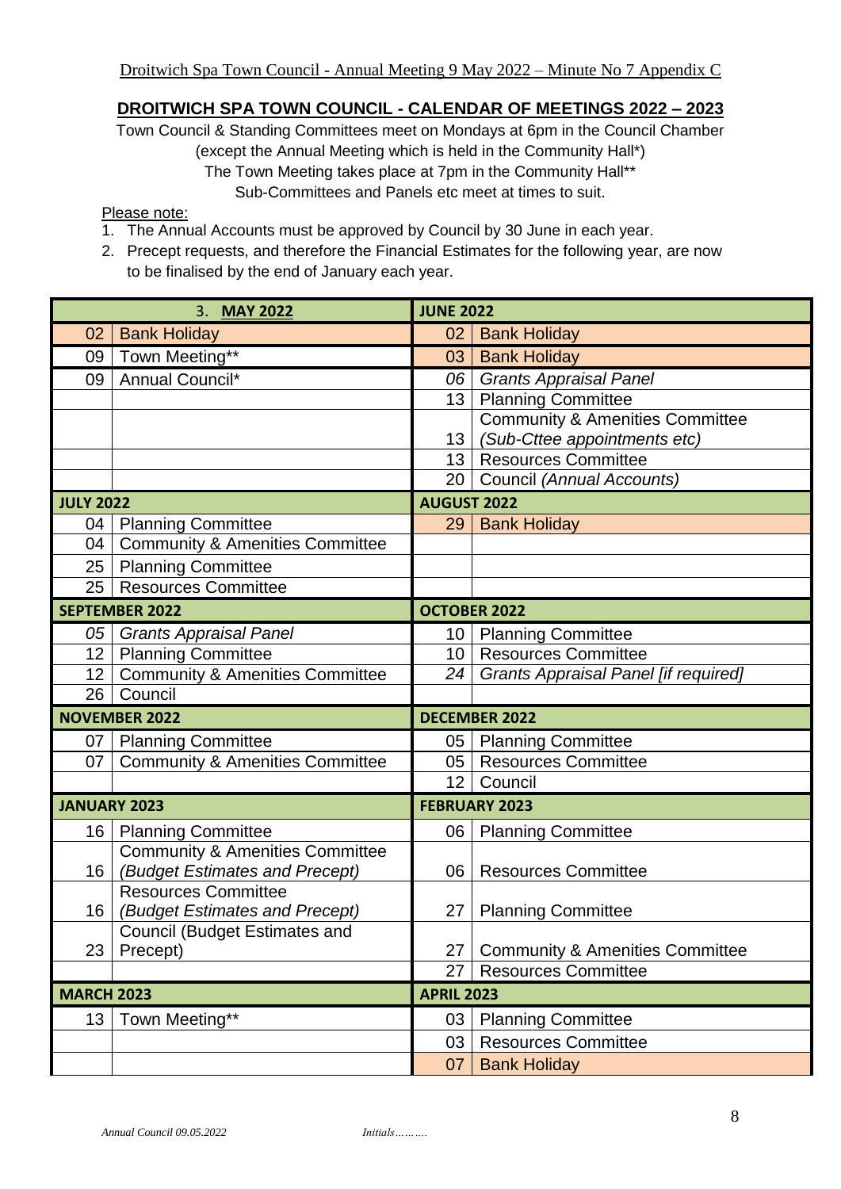Droitwich Spa Town Council - Annual Meeting 9 May 2022 – Minute No 7 Appendix C

## DROITWICH SPA TOWN COUNCIL - CALENDAR OF MEETINGS 2022 – 2023

Town Council & Standing Committees meet on Mondays at 6pm in the Council Chamber
(except the Annual Meeting which is held in the Community Hall*)
The Town Meeting takes place at 7pm in the Community Hall**
Sub-Committees and Panels etc meet at times to suit.

Please note:

1. The Annual Accounts must be approved by Council by 30 June in each year.
2. Precept requests, and therefore the Financial Estimates for the following year, are now to be finalised by the end of January each year.

| 3. **MAY 2022** | | **JUNE 2022** | |
|---|---|---|---|
| 02 | Bank Holiday | 02 | Bank Holiday |
| 09 | Town Meeting** | 03 | Bank Holiday |
| 09 | Annual Council* | *06* | *Grants Appraisal Panel* |
| | | 13 | Planning Committee |
| | | 13 | Community & Amenities Committee *(Sub-Cttee appointments etc)* |
| | | 13 | Resources Committee |
| | | 20 | Council *(Annual Accounts)* |
| **JULY 2022** | | **AUGUST 2022** | |
| 04 | Planning Committee | 29 | Bank Holiday |
| 04 | Community & Amenities Committee | | |
| 25 | Planning Committee | | |
| 25 | Resources Committee | | |
| **SEPTEMBER 2022** | | **OCTOBER 2022** | |
| *05* | *Grants Appraisal Panel* | 10 | Planning Committee |
| 12 | Planning Committee | 10 | Resources Committee |
| 12 | Community & Amenities Committee | *24* | *Grants Appraisal Panel [if required]* |
| 26 | Council | | |
| **NOVEMBER 2022** | | **DECEMBER 2022** | |
| 07 | Planning Committee | 05 | Planning Committee |
| 07 | Community & Amenities Committee | 05 | Resources Committee |
| | | 12 | Council |
| **JANUARY 2023** | | **FEBRUARY 2023** | |
| 16 | Planning Committee | 06 | Planning Committee |
| 16 | Community & Amenities Committee *(Budget Estimates and Precept)* | 06 | Resources Committee |
| 16 | Resources Committee *(Budget Estimates and Precept)* | 27 | Planning Committee |
| 23 | Council (Budget Estimates and Precept) | 27 | Community & Amenities Committee |
| | | 27 | Resources Committee |
| **MARCH 2023** | | **APRIL 2023** | |
| 13 | Town Meeting** | 03 | Planning Committee |
| | | 03 | Resources Committee |
| | | 07 | Bank Holiday |

*Annual Council 09.05.2022* *Initials……….*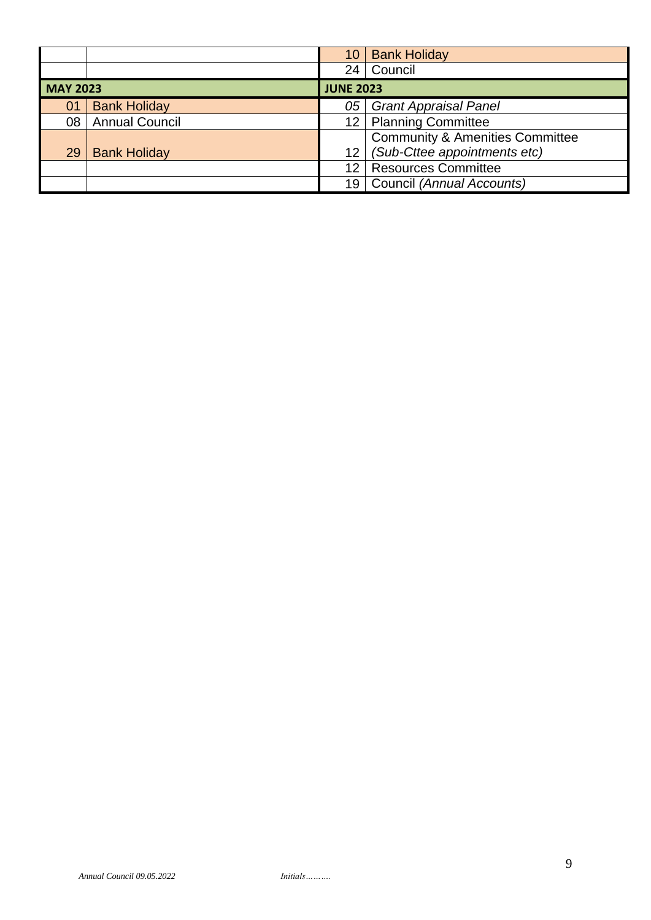| | | | |
|---|---|---|---|
| | | 10 | Bank Holiday |
| | | 24 | Council |
| **MAY 2023** | | **JUNE 2023** | |
| 01 | Bank Holiday | *05* | *Grant Appraisal Panel* |
| 08 | Annual Council | 12 | Planning Committee |
| 29 | Bank Holiday | 12 | Community & Amenities Committee *(Sub-Cttee appointments etc)* |
| | | 12 | Resources Committee |
| | | 19 | Council *(Annual Accounts)* |

*Annual Council 09.05.2022* *Initials……….*